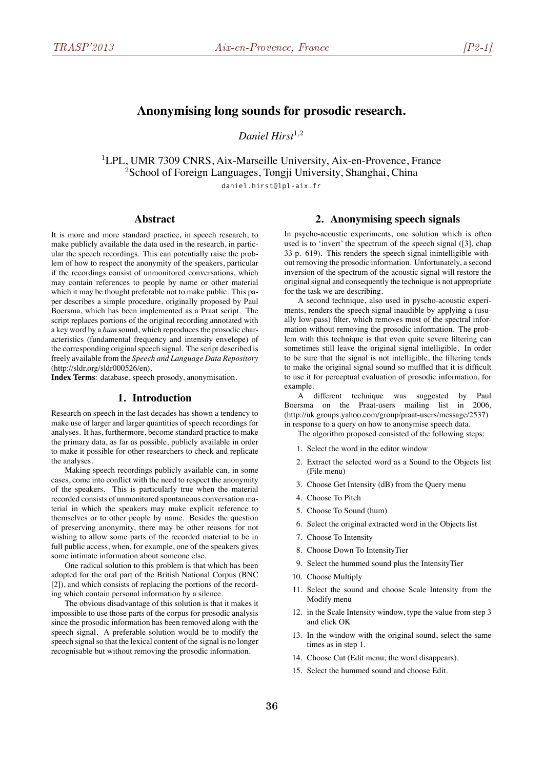# Anonymising long sounds for prosodic research.

*Daniel Hirst*[1,2]

[1]LPL, UMR 7309 CNRS, Aix-Marseille University, Aix-en-Provence, France
[2]School of Foreign Languages, Tongji University, Shanghai, China

daniel.hirst@lpl-aix.fr

## Abstract

It is more and more standard practice, in speech research, to make publicly available the data used in the research, in particular the speech recordings. This can potentially raise the problem of how to respect the anonymity of the speakers, particular if the recordings consist of unmonitored conversations, which may contain references to people by name or other material which it may be thought preferable not to make public. This paper describes a simple procedure, originally proposed by Paul Boersma, which has been implemented as a Praat script. The script replaces portions of the original recording annotated with a key word by a *hum* sound, which reproduces the prosodic characteristics (fundamental frequency and intensity envelope) of the corresponding original speech signal. The script described is freely available from the *Speech and Language Data Repository* (http://sldr.org/sldr000526/en).

**Index Terms**: database, speech prosody, anonymisation.

## 1. Introduction

Research on speech in the last decades has shown a tendency to make use of larger and larger quantities of speech recordings for analyses. It has, furthermore, become standard practice to make the primary data, as far as possible, publicly available in order to make it possible for other researchers to check and replicate the analyses.

Making speech recordings publicly available can, in some cases, come into conflict with the need to respect the anonymity of the speakers. This is particularly true when the material recorded consists of unmonitored spontaneous conversation material in which the speakers may make explicit reference to themselves or to other people by name. Besides the question of preserving anonymity, there may be other reasons for not wishing to allow some parts of the recorded material to be in full public access, when, for example, one of the speakers gives some intimate information about someone else.

One radical solution to this problem is that which has been adopted for the oral part of the British National Corpus (BNC [2]), and which consists of replacing the portions of the recording which contain personal information by a silence.

The obvious disadvantage of this solution is that it makes it impossible to use those parts of the corpus for prosodic analysis since the prosodic information has been removed along with the speech signal. A preferable solution would be to modify the speech signal so that the lexical content of the signal is no longer recognisable but without removing the prosodic information.

## 2. Anonymising speech signals

In psycho-acoustic experiments, one solution which is often used is to 'invert' the spectrum of the speech signal ([3], chap 33 p. 619). This renders the speech signal inintelligible without removing the prosodic information. Unfortunately, a second inversion of the spectrum of the acoustic signal will restore the original signal and consequently the technique is not appropriate for the task we are describing.

A second technique, also used in pyscho-acoustic experiments, renders the speech signal inaudible by applying a (usually low-pass) filter, which removes most of the spectral information without removing the prosodic information. The problem with this technique is that even quite severe filtering can sometimes still leave the original signal intelligible. In order to be sure that the signal is not intelligible, the filtering tends to make the original signal sound so muffled that it is difficult to use it for perceptual evaluation of prosodic information, for example.

A different technique was suggested by Paul Boersma on the Praat-users mailing list in 2006, (http://uk.groups.yahoo.com/group/praat-users/message/2537) in response to a query on how to anonymise speech data.

The algorithm proposed consisted of the following steps:

1. Select the word in the editor window
2. Extract the selected word as a Sound to the Objects list (File menu)
3. Choose Get Intensity (dB) from the Query menu
4. Choose To Pitch
5. Choose To Sound (hum)
6. Select the original extracted word in the Objects list
7. Choose To Intensity
8. Choose Down To IntensityTier
9. Select the hummed sound plus the IntensityTier
10. Choose Multiply
11. Select the sound and choose Scale Intensity from the Modify menu
12. in the Scale Intensity window, type the value from step 3 and click OK
13. In the window with the original sound, select the same times as in step 1.
14. Choose Cut (Edit menu; the word disappears).
15. Select the hummed sound and choose Edit.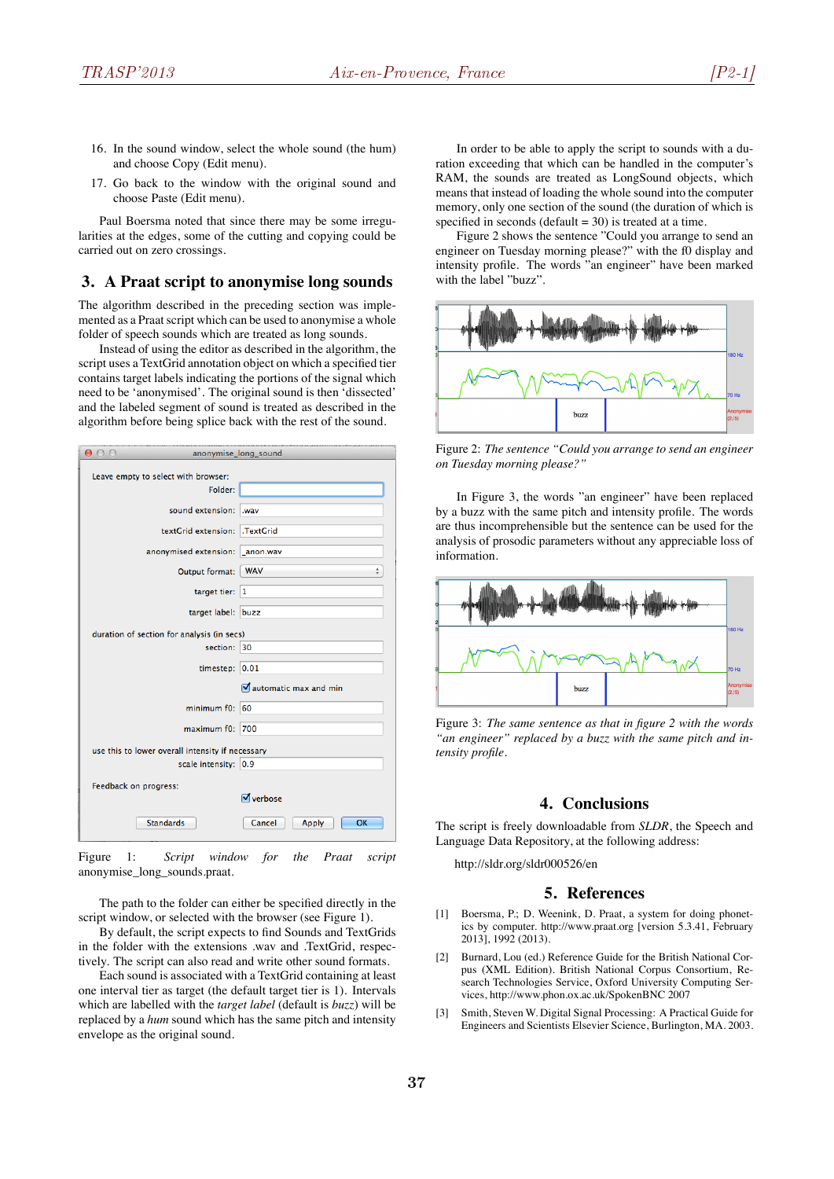16. In the sound window, select the whole sound (the hum) and choose Copy (Edit menu).
17. Go back to the window with the original sound and choose Paste (Edit menu).

Paul Boersma noted that since there may be some irregularities at the edges, some of the cutting and copying could be carried out on zero crossings.

## 3. A Praat script to anonymise long sounds

The algorithm described in the preceding section was implemented as a Praat script which can be used to anonymise a whole folder of speech sounds which are treated as long sounds.

Instead of using the editor as described in the algorithm, the script uses a TextGrid annotation object on which a specified tier contains target labels indicating the portions of the signal which need to be 'anonymised'. The original sound is then 'dissected' and the labeled segment of sound is treated as described in the algorithm before being splice back with the rest of the sound.

anonymise_long_sound

Leave empty to select with browser:
Folder:
sound extension: .wav
textGrid extension: .TextGrid
anonymised extension: _anon.wav
Output format: WAV
target tier: 1
target label: buzz
duration of section for analysis (in secs)
section: 30
timestep: 0.01
automatic max and min
minimum f0: 60
maximum f0: 700
use this to lower overall intensity if necessary
scale intensity: 0.9
Feedback on progress:
verbose
Standards Cancel Apply OK

Figure 1: *Script window for the Praat script* anonymise_long_sounds.praat.

The path to the folder can either be specified directly in the script window, or selected with the browser (see Figure 1).

By default, the script expects to find Sounds and TextGrids in the folder with the extensions .wav and .TextGrid, respectively. The script can also read and write other sound formats.

Each sound is associated with a TextGrid containing at least one interval tier as target (the default target tier is 1). Intervals which are labelled with the *target label* (default is *buzz*) will be replaced by a *hum* sound which has the same pitch and intensity envelope as the original sound.

In order to be able to apply the script to sounds with a duration exceeding that which can be handled in the computer's RAM, the sounds are treated as LongSound objects, which means that instead of loading the whole sound into the computer memory, only one section of the sound (the duration of which is specified in seconds (default = 30) is treated at a time.

Figure 2 shows the sentence "Could you arrange to send an engineer on Tuesday morning please?" with the f0 display and intensity profile. The words "an engineer" have been marked with the label "buzz".

180 Hz
70 Hz
buzz
Anonymise (2/5)

Figure 2: *The sentence "Could you arrange to send an engineer on Tuesday morning please?"*

In Figure 3, the words "an engineer" have been replaced by a buzz with the same pitch and intensity profile. The words are thus incomprehensible but the sentence can be used for the analysis of prosodic parameters without any appreciable loss of information.

180 Hz
70 Hz
buzz
Anonymise (2/5)

Figure 3: *The same sentence as that in figure 2 with the words "an engineer" replaced by a buzz with the same pitch and intensity profile.*

## 4. Conclusions

The script is freely downloadable from *SLDR*, the Speech and Language Data Repository, at the following address:

http://sldr.org/sldr000526/en

## 5. References

[1] Boersma, P.; D. Weenink, D. Praat, a system for doing phonetics by computer. http://www.praat.org [version 5.3.41, February 2013], 1992 (2013).

[2] Burnard, Lou (ed.) Reference Guide for the British National Corpus (XML Edition). British National Corpus Consortium, Research Technologies Service, Oxford University Computing Services, http://www.phon.ox.ac.uk/SpokenBNC 2007

[3] Smith, Steven W. Digital Signal Processing: A Practical Guide for Engineers and Scientists Elsevier Science, Burlington, MA. 2003.